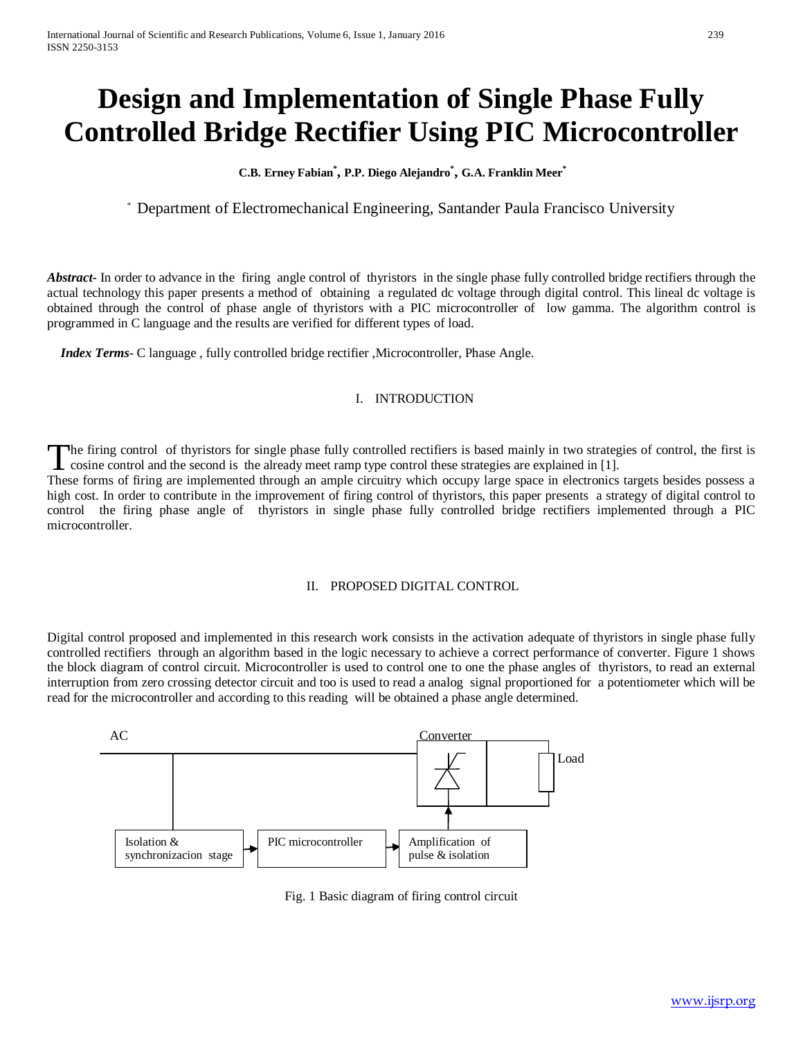# Design and Implementation of Single Phase Fully Controlled Bridge Rectifier Using PIC Microcontroller

**C.B. Erney Fabian[*], P.P. Diego Alejandro[*], G.A. Franklin Meer[*]**

[*] Department of Electromechanical Engineering, Santander Paula Francisco University

***Abstract***- In order to advance in the firing angle control of thyristors in the single phase fully controlled bridge rectifiers through the actual technology this paper presents a method of obtaining a regulated dc voltage through digital control. This lineal dc voltage is obtained through the control of phase angle of thyristors with a PIC microcontroller of low gamma. The algorithm control is programmed in C language and the results are verified for different types of load.

***Index Terms***- C language , fully controlled bridge rectifier ,Microcontroller, Phase Angle.

## I. INTRODUCTION

The firing control of thyristors for single phase fully controlled rectifiers is based mainly in two strategies of control, the first is cosine control and the second is the already meet ramp type control these strategies are explained in [1].

These forms of firing are implemented through an ample circuitry which occupy large space in electronics targets besides possess a high cost. In order to contribute in the improvement of firing control of thyristors, this paper presents a strategy of digital control to control the firing phase angle of thyristors in single phase fully controlled bridge rectifiers implemented through a PIC microcontroller.

## II. PROPOSED DIGITAL CONTROL

Digital control proposed and implemented in this research work consists in the activation adequate of thyristors in single phase fully controlled rectifiers through an algorithm based in the logic necessary to achieve a correct performance of converter. Figure 1 shows the block diagram of control circuit. Microcontroller is used to control one to one the phase angles of thyristors, to read an external interruption from zero crossing detector circuit and too is used to read a analog signal proportioned for a potentiometer which will be read for the microcontroller and according to this reading will be obtained a phase angle determined.

AC — Converter — Load

Isolation & synchronizacion stage → PIC microcontroller → Amplification of pulse & isolation

Fig. 1 Basic diagram of firing control circuit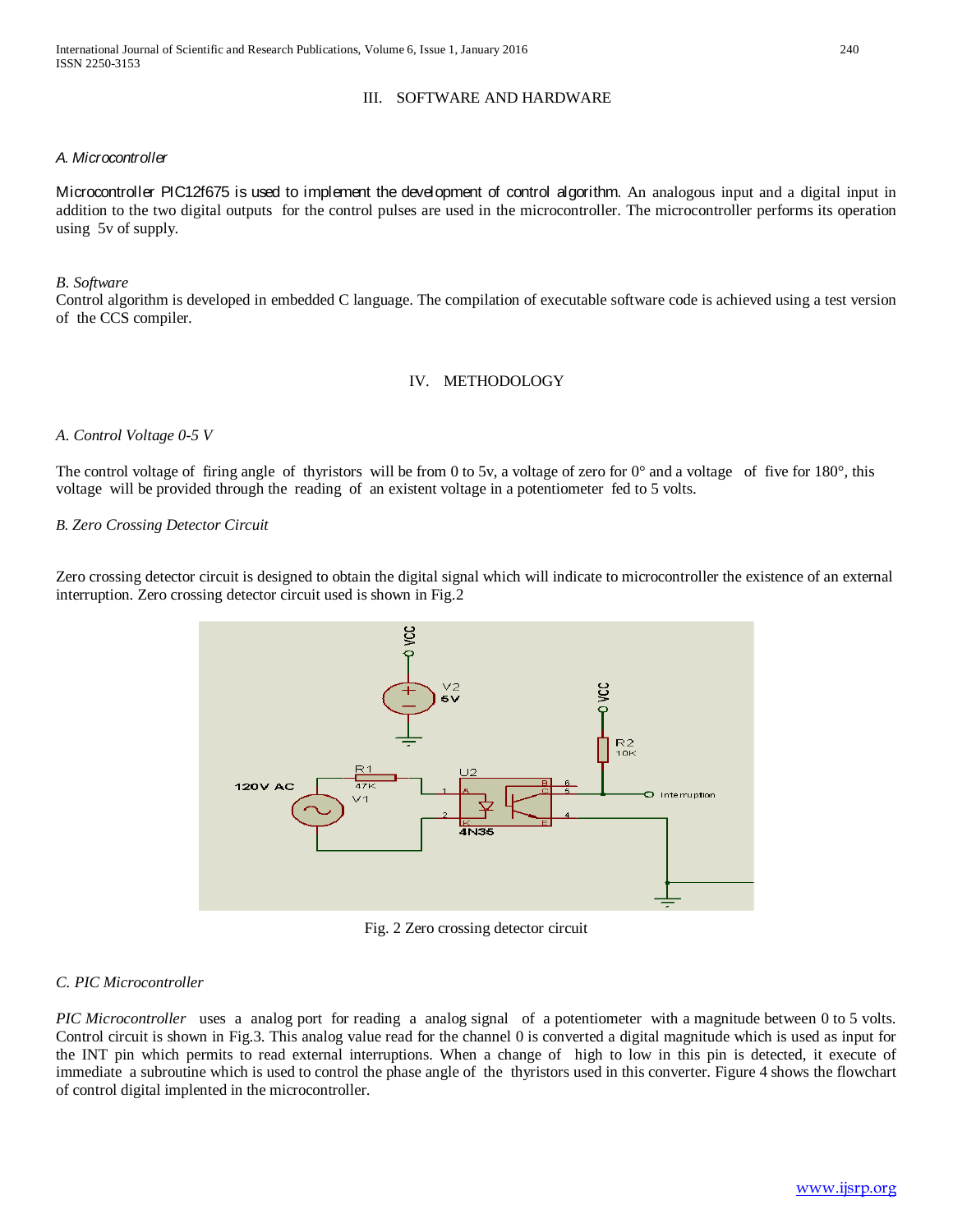## III. SOFTWARE AND HARDWARE

*A. Microcontroller*

Microcontroller PIC12f675 is used to implement the development of control algorithm. An analogous input and a digital input in addition to the two digital outputs for the control pulses are used in the microcontroller. The microcontroller performs its operation using 5v of supply.

*B. Software*

Control algorithm is developed in embedded C language. The compilation of executable software code is achieved using a test version of the CCS compiler.

## IV. METHODOLOGY

*A. Control Voltage 0-5 V*

The control voltage of firing angle of thyristors will be from 0 to 5v, a voltage of zero for 0° and a voltage of five for 180°, this voltage will be provided through the reading of an existent voltage in a potentiometer fed to 5 volts.

*B. Zero Crossing Detector Circuit*

Zero crossing detector circuit is designed to obtain the digital signal which will indicate to microcontroller the existence of an external interruption. Zero crossing detector circuit used is shown in Fig.2

Fig. 2 Zero crossing detector circuit

*C. PIC Microcontroller*

*PIC Microcontroller* uses a analog port for reading a analog signal of a potentiometer with a magnitude between 0 to 5 volts. Control circuit is shown in Fig.3. This analog value read for the channel 0 is converted a digital magnitude which is used as input for the INT pin which permits to read external interruptions. When a change of high to low in this pin is detected, it execute of immediate a subroutine which is used to control the phase angle of the thyristors used in this converter. Figure 4 shows the flowchart of control digital implented in the microcontroller.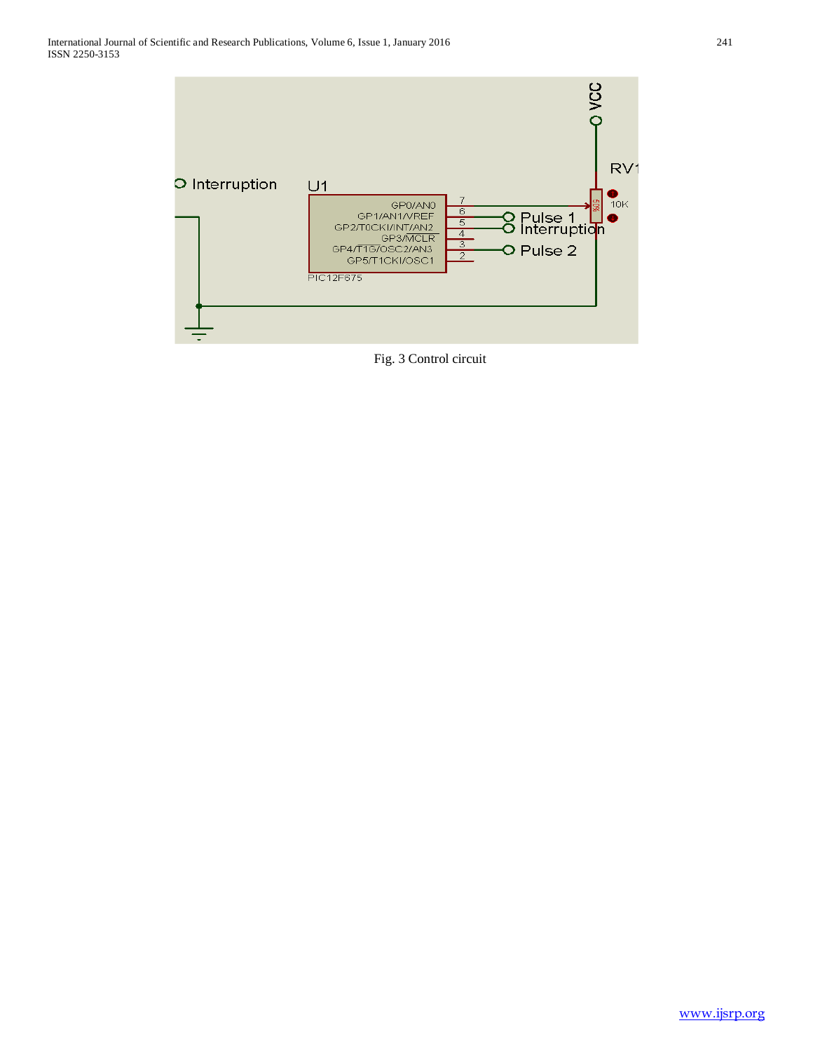Fig. 3 Control circuit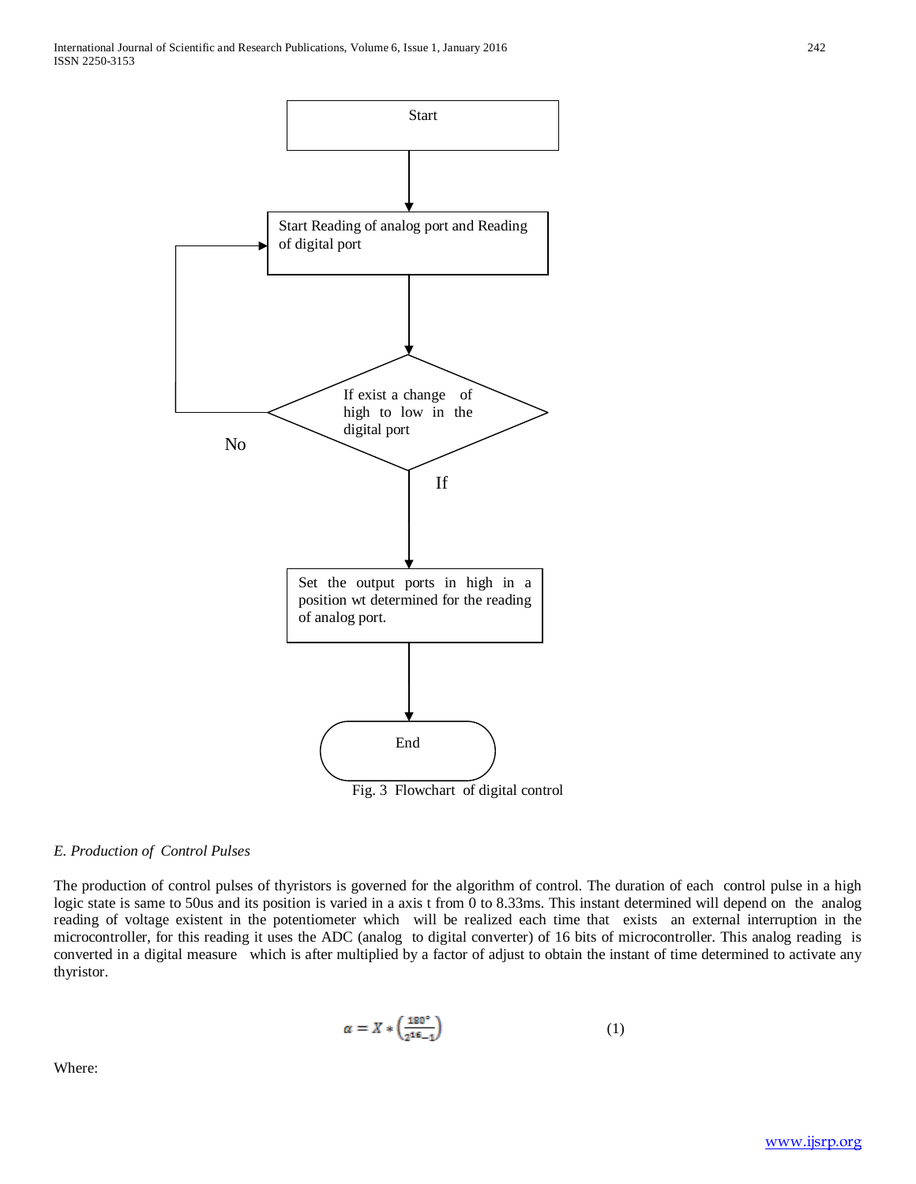Start

Start Reading of analog port and Reading of digital port

If exist a change of high to low in the digital port

No

If

Set the output ports in high in a position wt determined for the reading of analog port.

End

Fig. 3 Flowchart of digital control

### *E. Production of Control Pulses*

The production of control pulses of thyristors is governed for the algorithm of control. The duration of each control pulse in a high logic state is same to 50us and its position is varied in a axis t from 0 to 8.33ms. This instant determined will depend on the analog reading of voltage existent in the potentiometer which will be realized each time that exists an external interruption in the microcontroller, for this reading it uses the ADC (analog to digital converter) of 16 bits of microcontroller. This analog reading is converted in a digital measure which is after multiplied by a factor of adjust to obtain the instant of time determined to activate any thyristor.

$$\alpha = X * \left(\frac{180°}{2^{16}-1}\right) \qquad (1)$$

Where: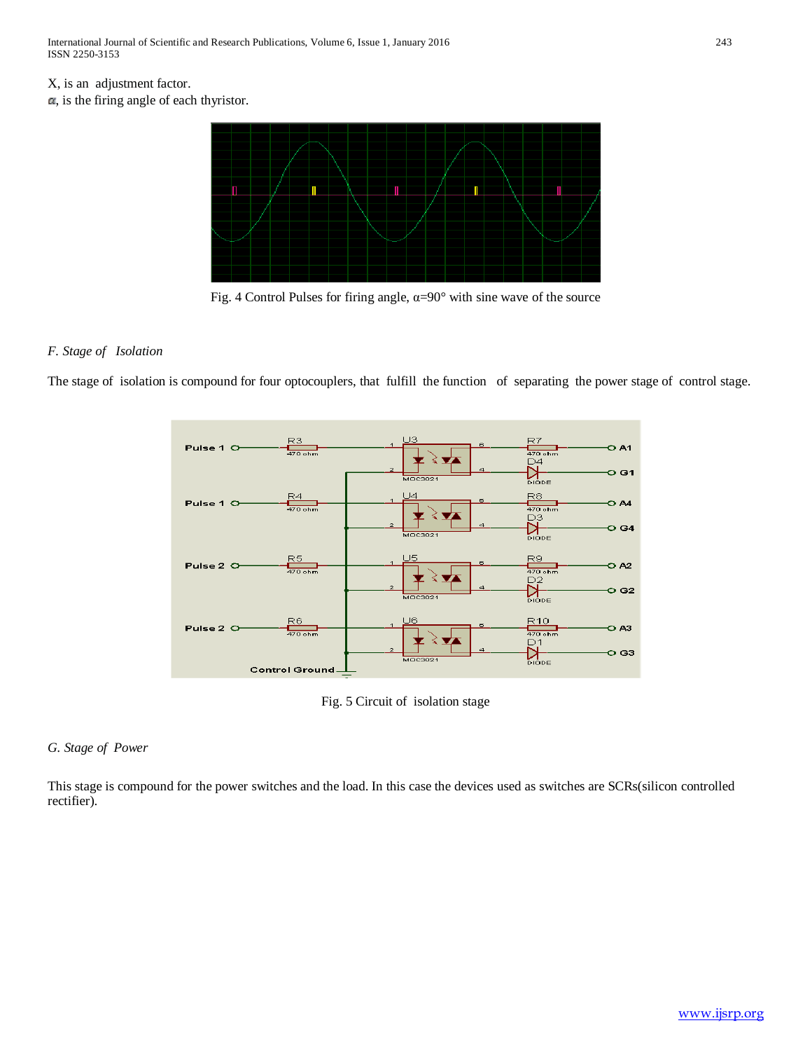X, is an adjustment factor.

$\alpha$, is the firing angle of each thyristor.

Fig. 4 Control Pulses for firing angle, α=90° with sine wave of the source

### *F. Stage of Isolation*

The stage of isolation is compound for four optocouplers, that fulfill the function of separating the power stage of control stage.

Fig. 5 Circuit of isolation stage

### *G. Stage of Power*

This stage is compound for the power switches and the load. In this case the devices used as switches are SCRs(silicon controlled rectifier).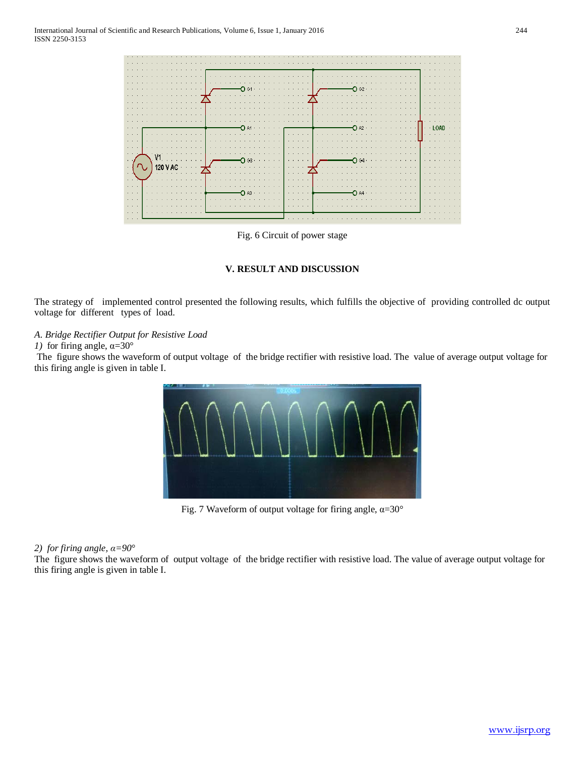Fig. 6 Circuit of power stage

## V. RESULT AND DISCUSSION

The strategy of implemented control presented the following results, which fulfills the objective of providing controlled dc output voltage for different types of load.

### *A. Bridge Rectifier Output for Resistive Load*

*1)* for firing angle, α=30°

The figure shows the waveform of output voltage of the bridge rectifier with resistive load. The value of average output voltage for this firing angle is given in table I.

Fig. 7 Waveform of output voltage for firing angle, α=30°

*2) for firing angle, α=90°*

The figure shows the waveform of output voltage of the bridge rectifier with resistive load. The value of average output voltage for this firing angle is given in table I.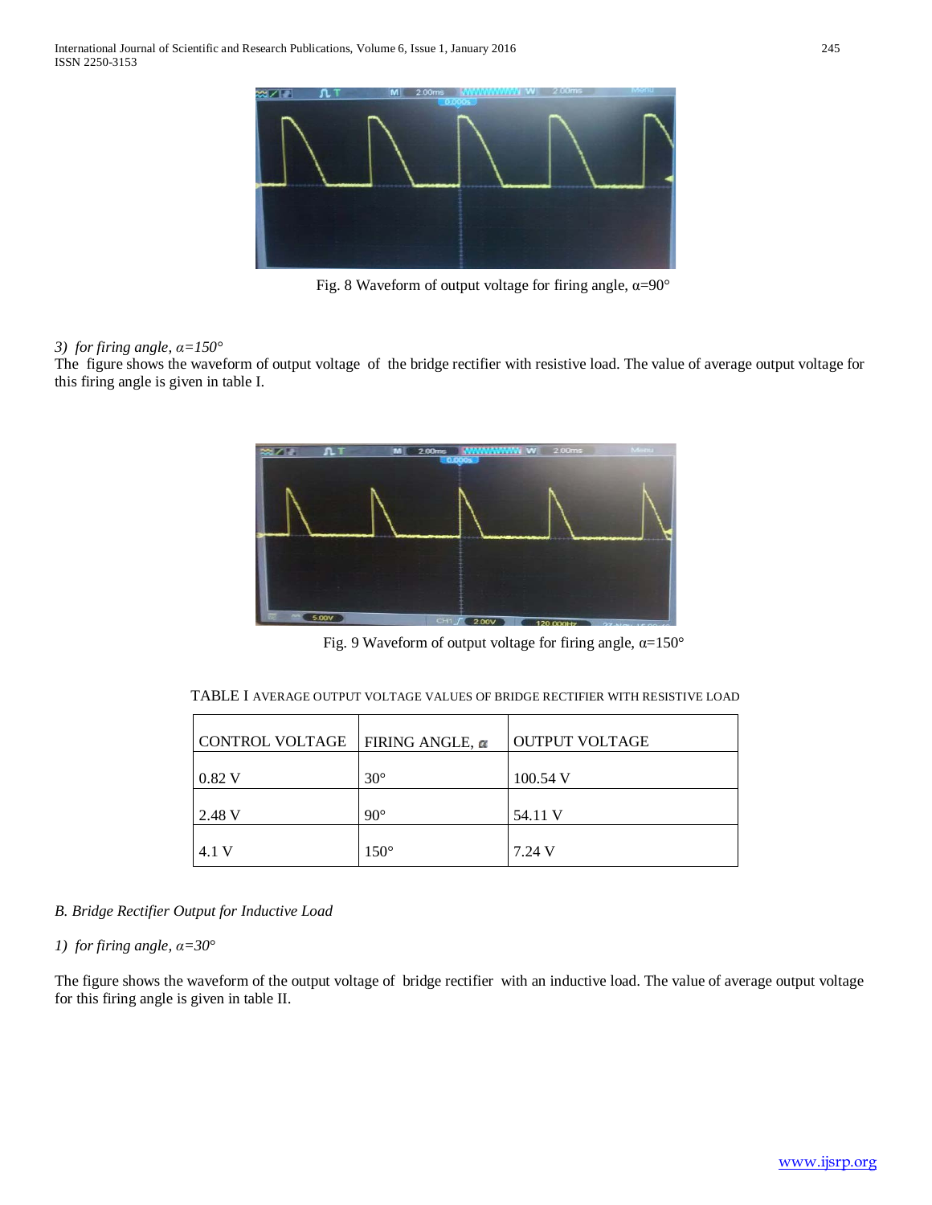Fig. 8 Waveform of output voltage for firing angle, α=90°

*3) for firing angle, α=150°*

The figure shows the waveform of output voltage of the bridge rectifier with resistive load. The value of average output voltage for this firing angle is given in table I.

Fig. 9 Waveform of output voltage for firing angle, α=150°

TABLE I AVERAGE OUTPUT VOLTAGE VALUES OF BRIDGE RECTIFIER WITH RESISTIVE LOAD

| CONTROL VOLTAGE | FIRING ANGLE, α | OUTPUT VOLTAGE |
|---|---|---|
| 0.82 V | 30° | 100.54 V |
| 2.48 V | 90° | 54.11 V |
| 4.1 V | 150° | 7.24 V |

*B. Bridge Rectifier Output for Inductive Load*

*1) for firing angle, α=30°*

The figure shows the waveform of the output voltage of bridge rectifier with an inductive load. The value of average output voltage for this firing angle is given in table II.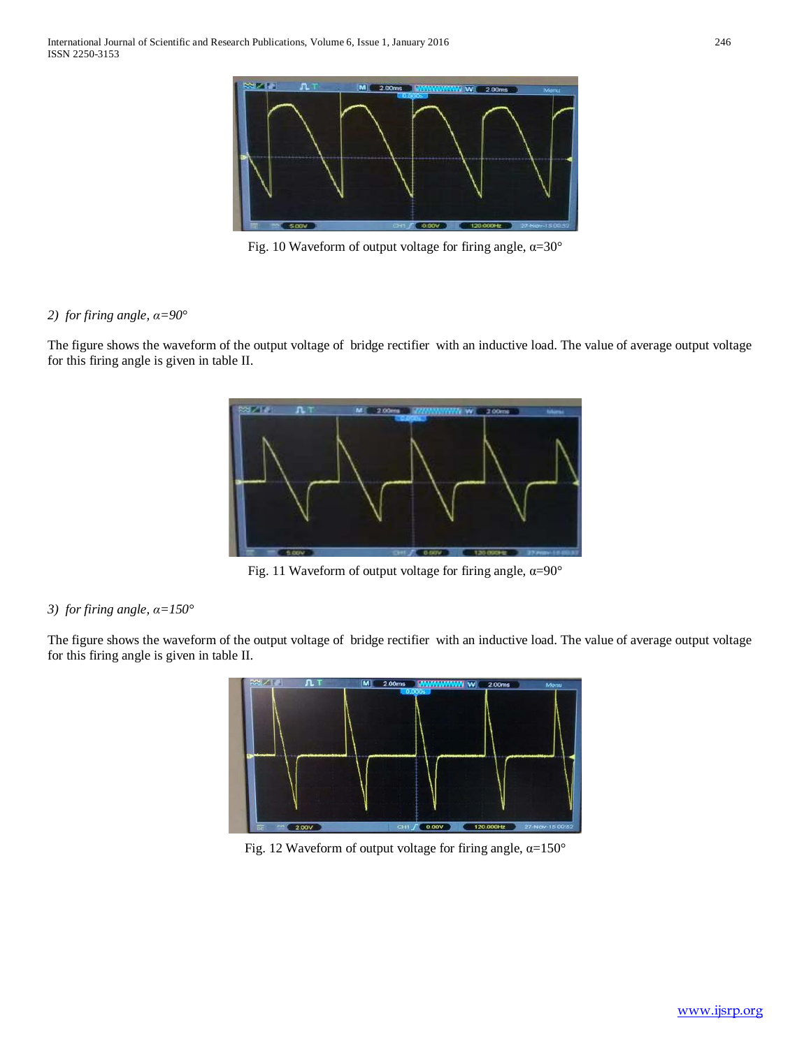Fig. 10 Waveform of output voltage for firing angle, α=30°

*2) for firing angle, α=90°*

The figure shows the waveform of the output voltage of bridge rectifier with an inductive load. The value of average output voltage for this firing angle is given in table II.

Fig. 11 Waveform of output voltage for firing angle, α=90°

*3) for firing angle, α=150°*

The figure shows the waveform of the output voltage of bridge rectifier with an inductive load. The value of average output voltage for this firing angle is given in table II.

Fig. 12 Waveform of output voltage for firing angle, α=150°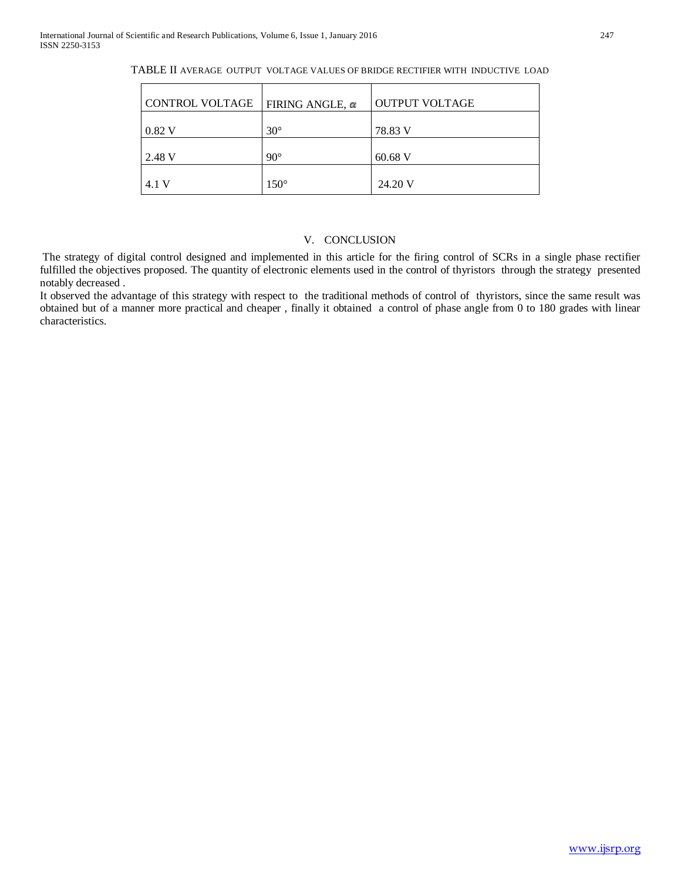TABLE II AVERAGE OUTPUT VOLTAGE VALUES OF BRIDGE RECTIFIER WITH INDUCTIVE LOAD

| CONTROL VOLTAGE | FIRING ANGLE, $\alpha$ | OUTPUT VOLTAGE |
|---|---|---|
| 0.82 V | 30° | 78.83 V |
| 2.48 V | 90° | 60.68 V |
| 4.1 V | 150° | 24.20 V |

## V. CONCLUSION

The strategy of digital control designed and implemented in this article for the firing control of SCRs in a single phase rectifier fulfilled the objectives proposed. The quantity of electronic elements used in the control of thyristors through the strategy presented notably decreased .

It observed the advantage of this strategy with respect to the traditional methods of control of thyristors, since the same result was obtained but of a manner more practical and cheaper , finally it obtained a control of phase angle from 0 to 180 grades with linear characteristics.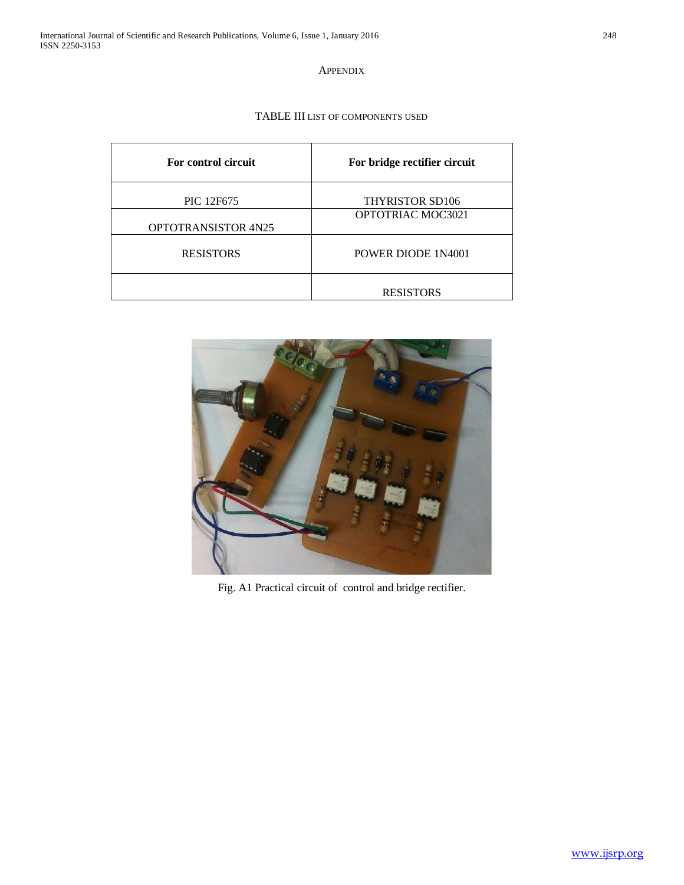## APPENDIX

TABLE III LIST OF COMPONENTS USED

| For control circuit | For bridge rectifier circuit |
| --- | --- |
| PIC 12F675 | THYRISTOR SD106 |
| OPTOTRANSISTOR 4N25 | OPTOTRIAC MOC3021 |
| RESISTORS | POWER DIODE 1N4001 |
| | RESISTORS |

Fig. A1 Practical circuit of control and bridge rectifier.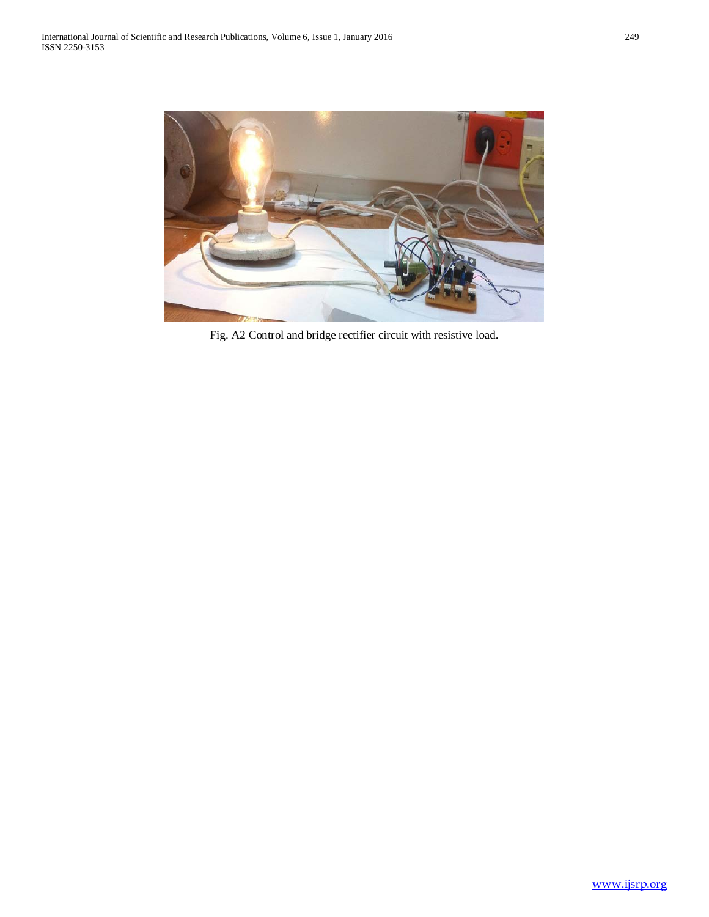Fig. A2 Control and bridge rectifier circuit with resistive load.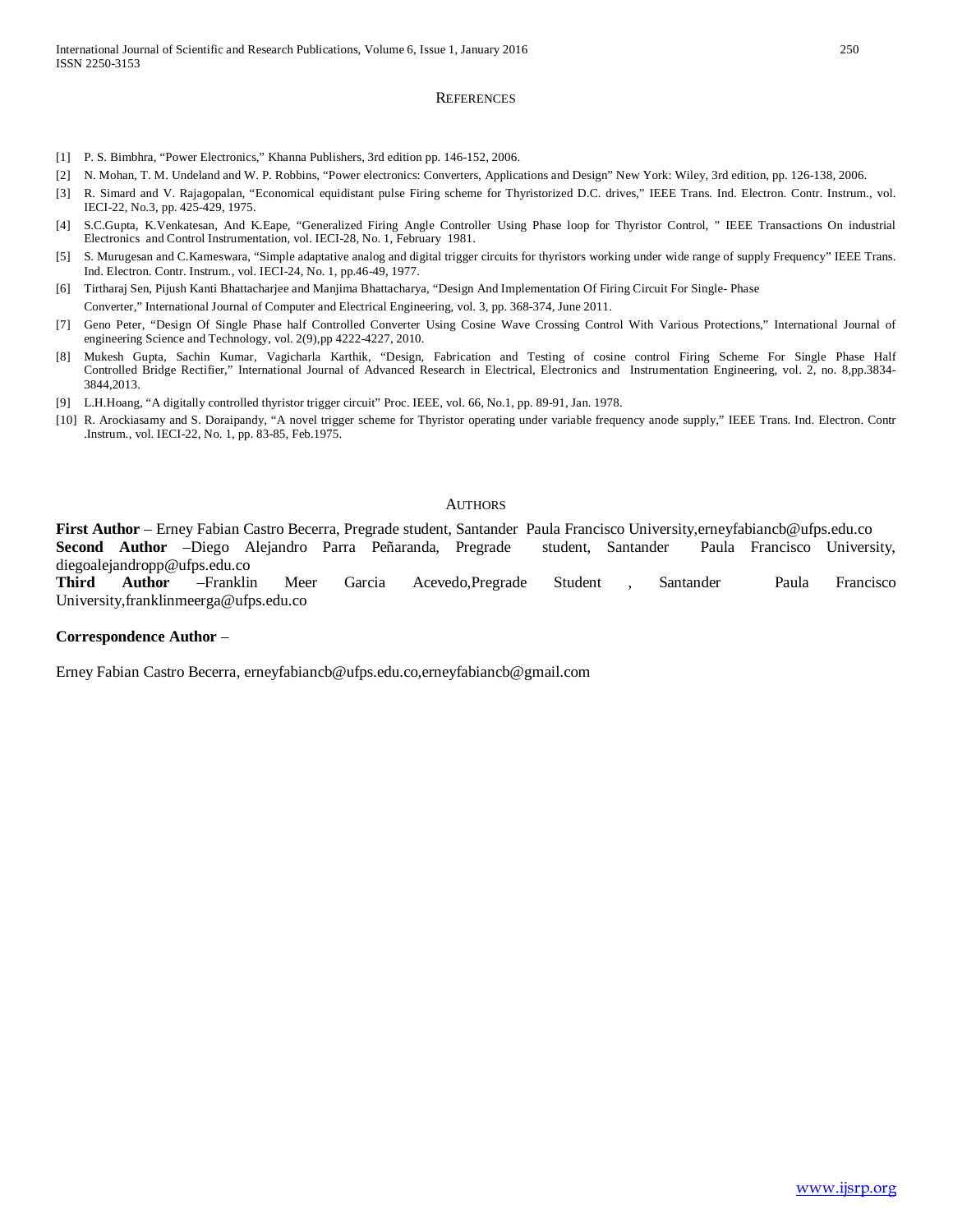## REFERENCES

[1] P. S. Bimbhra, "Power Electronics," Khanna Publishers, 3rd edition pp. 146-152, 2006.

[2] N. Mohan, T. M. Undeland and W. P. Robbins, "Power electronics: Converters, Applications and Design" New York: Wiley, 3rd edition, pp. 126-138, 2006.

[3] R. Simard and V. Rajagopalan, "Economical equidistant pulse Firing scheme for Thyristorized D.C. drives," IEEE Trans. Ind. Electron. Contr. Instrum., vol. IECI-22, No.3, pp. 425-429, 1975.

[4] S.C.Gupta, K.Venkatesan, And K.Eape, "Generalized Firing Angle Controller Using Phase loop for Thyristor Control, " IEEE Transactions On industrial Electronics and Control Instrumentation, vol. IECI-28, No. 1, February 1981.

[5] S. Murugesan and C.Kameswara, "Simple adaptative analog and digital trigger circuits for thyristors working under wide range of supply Frequency" IEEE Trans. Ind. Electron. Contr. Instrum., vol. IECI-24, No. 1, pp.46-49, 1977.

[6] Tirtharaj Sen, Pijush Kanti Bhattacharjee and Manjima Bhattacharya, "Design And Implementation Of Firing Circuit For Single- Phase Converter," International Journal of Computer and Electrical Engineering, vol. 3, pp. 368-374, June 2011.

[7] Geno Peter, "Design Of Single Phase half Controlled Converter Using Cosine Wave Crossing Control With Various Protections," International Journal of engineering Science and Technology, vol. 2(9),pp 4222-4227, 2010.

[8] Mukesh Gupta, Sachin Kumar, Vagicharla Karthik, "Design, Fabrication and Testing of cosine control Firing Scheme For Single Phase Half Controlled Bridge Rectifier," International Journal of Advanced Research in Electrical, Electronics and Instrumentation Engineering, vol. 2, no. 8,pp.3834-3844,2013.

[9] L.H.Hoang, "A digitally controlled thyristor trigger circuit" Proc. IEEE, vol. 66, No.1, pp. 89-91, Jan. 1978.

[10] R. Arockiasamy and S. Doraipandy, "A novel trigger scheme for Thyristor operating under variable frequency anode supply," IEEE Trans. Ind. Electron. Contr .Instrum., vol. IECI-22, No. 1, pp. 83-85, Feb.1975.

## AUTHORS

**First Author** – Erney Fabian Castro Becerra, Pregrade student, Santander Paula Francisco University,erneyfabiancb@ufps.edu.co
**Second Author** –Diego Alejandro Parra Peñaranda, Pregrade student, Santander Paula Francisco University, diegoalejandropp@ufps.edu.co
**Third Author** –Franklin Meer Garcia Acevedo,Pregrade Student , Santander Paula Francisco University,franklinmeerga@ufps.edu.co

**Correspondence Author** –

Erney Fabian Castro Becerra, erneyfabiancb@ufps.edu.co,erneyfabiancb@gmail.com